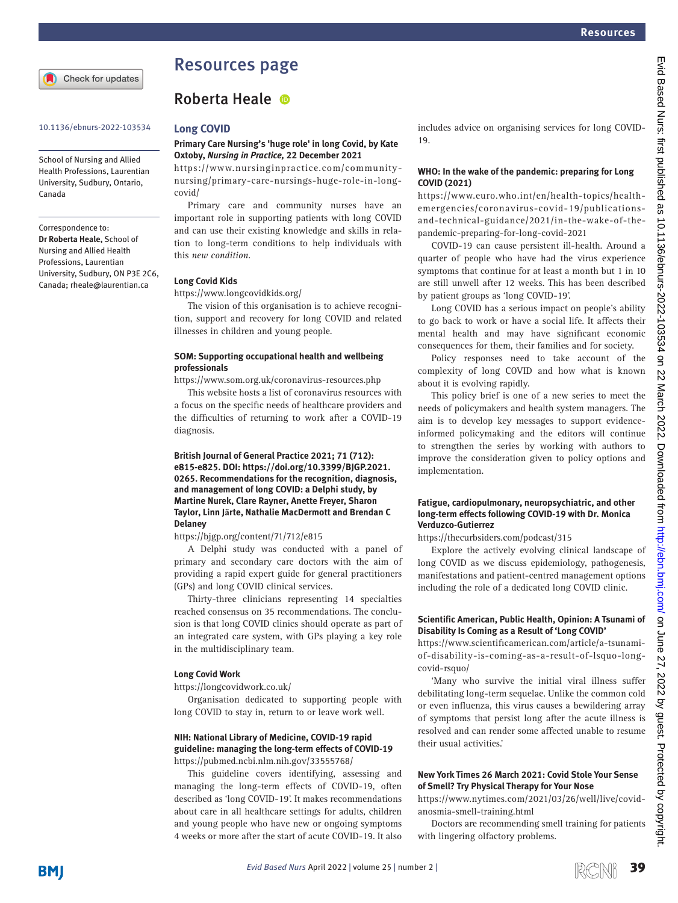# Resources page

## Roberta Heale

10.1136/ebnurs-2022-103534

School of Nursing and Allied Health Professions, Laurentian University, Sudbury, Ontario, Canada

Correspondence to:
**Dr Roberta Heale,** School of Nursing and Allied Health Professions, Laurentian University, Sudbury, ON P3E 2C6, Canada; rheale@laurentian.ca

### Long COVID

**Primary Care Nursing's 'huge role' in long Covid, by Kate Oxtoby, *Nursing in Practice,* 22 December 2021**

https://www.nursinginpractice.com/community-nursing/primary-care-nursings-huge-role-in-long-covid/

Primary care and community nurses have an important role in supporting patients with long COVID and can use their existing knowledge and skills in relation to long-term conditions to help individuals with this *new condition.*

**Long Covid Kids**

https://www.longcovidkids.org/

The vision of this organisation is to achieve recognition, support and recovery for long COVID and related illnesses in children and young people.

**SOM: Supporting occupational health and wellbeing professionals**

https://www.som.org.uk/coronavirus-resources.php

This website hosts a list of coronavirus resources with a focus on the specific needs of healthcare providers and the difficulties of returning to work after a COVID-19 diagnosis.

**British Journal of General Practice 2021; 71 (712): e815-e825. DOI: https://doi.org/10.3399/BJGP.2021.0265. Recommendations for the recognition, diagnosis, and management of long COVID: a Delphi study, by Martine Nurek, Clare Rayner, Anette Freyer, Sharon Taylor, Linn Järte, Nathalie MacDermott and Brendan C Delaney**

https://bjgp.org/content/71/712/e815

A Delphi study was conducted with a panel of primary and secondary care doctors with the aim of providing a rapid expert guide for general practitioners (GPs) and long COVID clinical services.

Thirty-three clinicians representing 14 specialties reached consensus on 35 recommendations. The conclusion is that long COVID clinics should operate as part of an integrated care system, with GPs playing a key role in the multidisciplinary team.

**Long Covid Work**

https://longcovidwork.co.uk/

Organisation dedicated to supporting people with long COVID to stay in, return to or leave work well.

**NIH: National Library of Medicine, COVID-19 rapid guideline: managing the long-term effects of COVID-19**

https://pubmed.ncbi.nlm.nih.gov/33555768/

This guideline covers identifying, assessing and managing the long-term effects of COVID-19, often described as 'long COVID-19'. It makes recommendations about care in all healthcare settings for adults, children and young people who have new or ongoing symptoms 4 weeks or more after the start of acute COVID-19. It also includes advice on organising services for long COVID-19.

**WHO: In the wake of the pandemic: preparing for Long COVID (2021)**

https://www.euro.who.int/en/health-topics/health-emergencies/coronavirus-covid-19/publications-and-technical-guidance/2021/in-the-wake-of-the-pandemic-preparing-for-long-covid-2021

COVID-19 can cause persistent ill-health. Around a quarter of people who have had the virus experience symptoms that continue for at least a month but 1 in 10 are still unwell after 12 weeks. This has been described by patient groups as 'long COVID-19'.

Long COVID has a serious impact on people's ability to go back to work or have a social life. It affects their mental health and may have significant economic consequences for them, their families and for society.

Policy responses need to take account of the complexity of long COVID and how what is known about it is evolving rapidly.

This policy brief is one of a new series to meet the needs of policymakers and health system managers. The aim is to develop key messages to support evidence-informed policymaking and the editors will continue to strengthen the series by working with authors to improve the consideration given to policy options and implementation.

**Fatigue, cardiopulmonary, neuropsychiatric, and other long-term effects following COVID-19 with Dr. Monica Verduzco-Gutierrez**

https://thecurbsiders.com/podcast/315

Explore the actively evolving clinical landscape of long COVID as we discuss epidemiology, pathogenesis, manifestations and patient-centred management options including the role of a dedicated long COVID clinic.

**Scientific American, Public Health, Opinion: A Tsunami of Disability Is Coming as a Result of 'Long COVID'**

https://www.scientificamerican.com/article/a-tsunami-of-disability-is-coming-as-a-result-of-lsquo-long-covid-rsquo/

'Many who survive the initial viral illness suffer debilitating long-term sequelae. Unlike the common cold or even influenza, this virus causes a bewildering array of symptoms that persist long after the acute illness is resolved and can render some affected unable to resume their usual activities.'

**New York Times 26 March 2021: Covid Stole Your Sense of Smell? Try Physical Therapy for Your Nose**

https://www.nytimes.com/2021/03/26/well/live/covid-anosmia-smell-training.html

Doctors are recommending smell training for patients with lingering olfactory problems.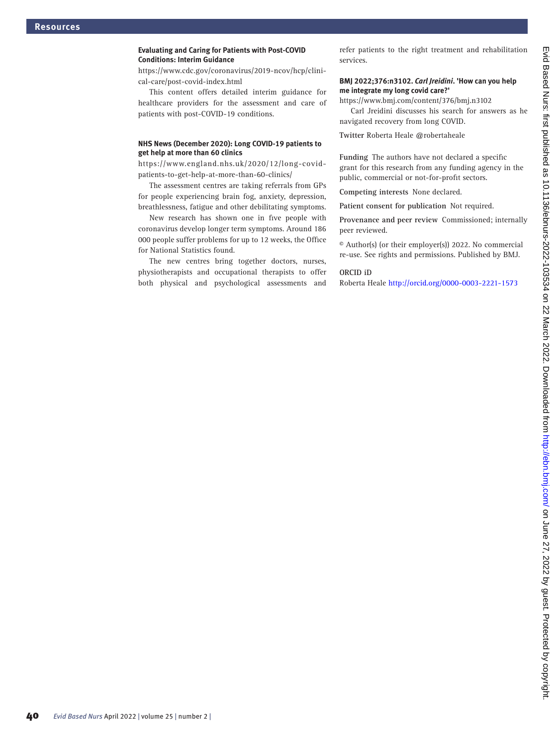**Evaluating and Caring for Patients with Post-COVID Conditions: Interim Guidance**

https://www.cdc.gov/coronavirus/2019-ncov/hcp/clinical-care/post-covid-index.html

This content offers detailed interim guidance for healthcare providers for the assessment and care of patients with post-COVID-19 conditions.

**NHS News (December 2020): Long COVID-19 patients to get help at more than 60 clinics**

https://www.england.nhs.uk/2020/12/long-covid-patients-to-get-help-at-more-than-60-clinics/

The assessment centres are taking referrals from GPs for people experiencing brain fog, anxiety, depression, breathlessness, fatigue and other debilitating symptoms.

New research has shown one in five people with coronavirus develop longer term symptoms. Around 186 000 people suffer problems for up to 12 weeks, the Office for National Statistics found.

The new centres bring together doctors, nurses, physiotherapists and occupational therapists to offer both physical and psychological assessments and refer patients to the right treatment and rehabilitation services.

**BMJ 2022;376:n3102. *Carl Jreidini*. 'How can you help me integrate my long covid care?'**

https://www.bmj.com/content/376/bmj.n3102

Carl Jreidini discusses his search for answers as he navigated recovery from long COVID.

**Twitter** Roberta Heale @robertaheale

**Funding** The authors have not declared a specific grant for this research from any funding agency in the public, commercial or not-for-profit sectors.

**Competing interests** None declared.

**Patient consent for publication** Not required.

**Provenance and peer review** Commissioned; internally peer reviewed.

© Author(s) (or their employer(s)) 2022. No commercial re-use. See rights and permissions. Published by BMJ.

**ORCID iD**

Roberta Heale http://orcid.org/0000-0003-2221-1573